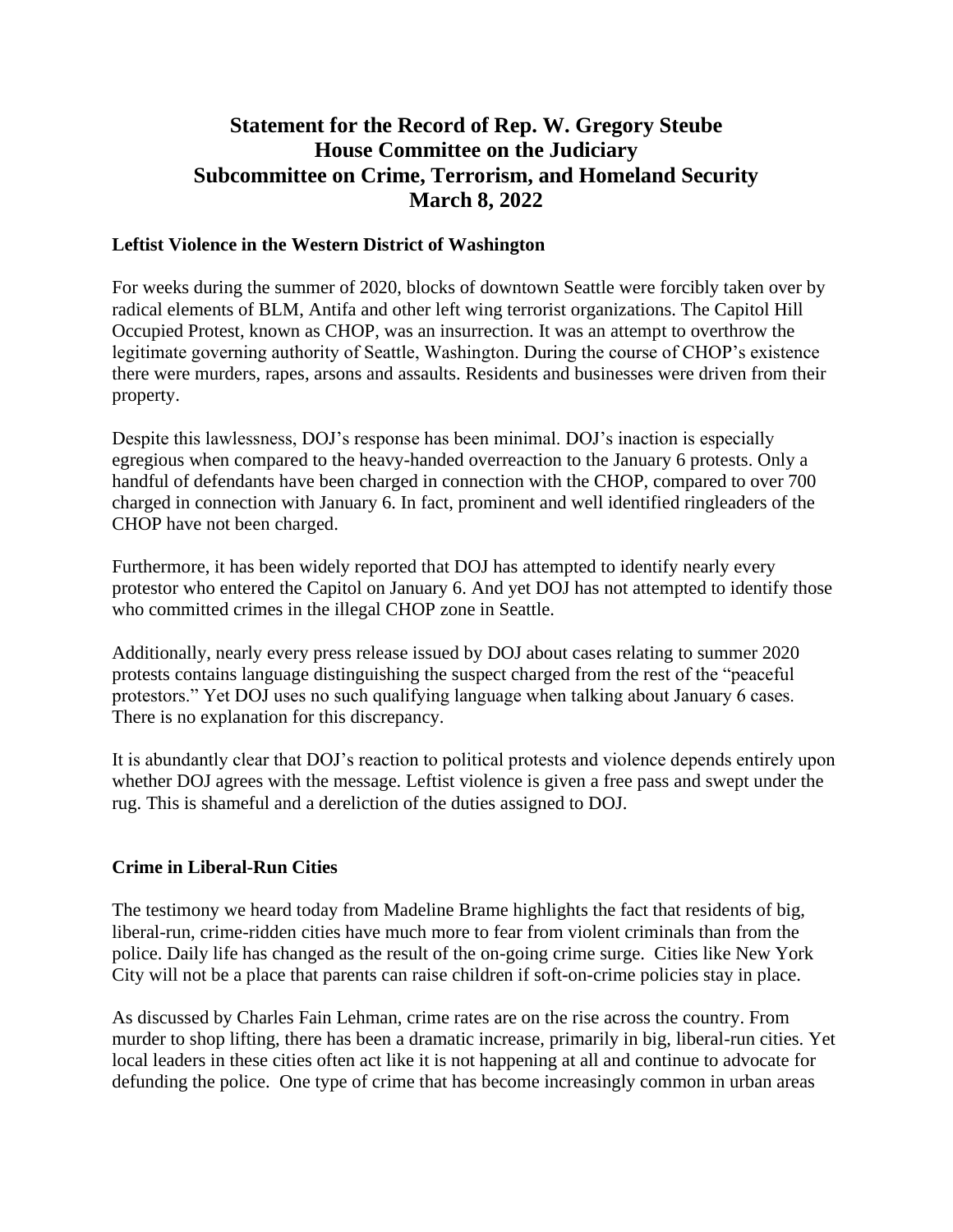# Statement for the Record of Rep. W. Gregory Steube
# House Committee on the Judiciary
# Subcommittee on Crime, Terrorism, and Homeland Security
# March 8, 2022

## Leftist Violence in the Western District of Washington

For weeks during the summer of 2020, blocks of downtown Seattle were forcibly taken over by radical elements of BLM, Antifa and other left wing terrorist organizations. The Capitol Hill Occupied Protest, known as CHOP, was an insurrection. It was an attempt to overthrow the legitimate governing authority of Seattle, Washington. During the course of CHOP's existence there were murders, rapes, arsons and assaults. Residents and businesses were driven from their property.

Despite this lawlessness, DOJ's response has been minimal. DOJ's inaction is especially egregious when compared to the heavy-handed overreaction to the January 6 protests. Only a handful of defendants have been charged in connection with the CHOP, compared to over 700 charged in connection with January 6. In fact, prominent and well identified ringleaders of the CHOP have not been charged.

Furthermore, it has been widely reported that DOJ has attempted to identify nearly every protestor who entered the Capitol on January 6. And yet DOJ has not attempted to identify those who committed crimes in the illegal CHOP zone in Seattle.

Additionally, nearly every press release issued by DOJ about cases relating to summer 2020 protests contains language distinguishing the suspect charged from the rest of the "peaceful protestors." Yet DOJ uses no such qualifying language when talking about January 6 cases. There is no explanation for this discrepancy.

It is abundantly clear that DOJ's reaction to political protests and violence depends entirely upon whether DOJ agrees with the message. Leftist violence is given a free pass and swept under the rug. This is shameful and a dereliction of the duties assigned to DOJ.

## Crime in Liberal-Run Cities

The testimony we heard today from Madeline Brame highlights the fact that residents of big, liberal-run, crime-ridden cities have much more to fear from violent criminals than from the police. Daily life has changed as the result of the on-going crime surge. Cities like New York City will not be a place that parents can raise children if soft-on-crime policies stay in place.

As discussed by Charles Fain Lehman, crime rates are on the rise across the country. From murder to shop lifting, there has been a dramatic increase, primarily in big, liberal-run cities. Yet local leaders in these cities often act like it is not happening at all and continue to advocate for defunding the police. One type of crime that has become increasingly common in urban areas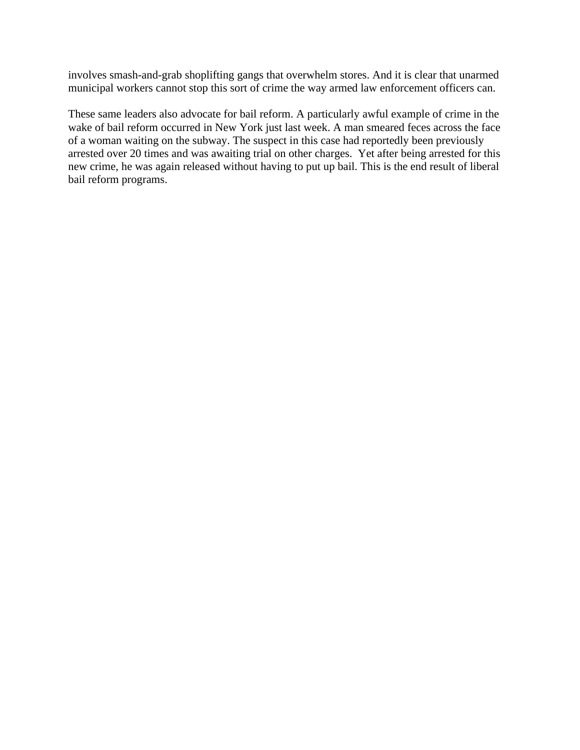involves smash-and-grab shoplifting gangs that overwhelm stores. And it is clear that unarmed municipal workers cannot stop this sort of crime the way armed law enforcement officers can.

These same leaders also advocate for bail reform. A particularly awful example of crime in the wake of bail reform occurred in New York just last week. A man smeared feces across the face of a woman waiting on the subway. The suspect in this case had reportedly been previously arrested over 20 times and was awaiting trial on other charges. Yet after being arrested for this new crime, he was again released without having to put up bail. This is the end result of liberal bail reform programs.